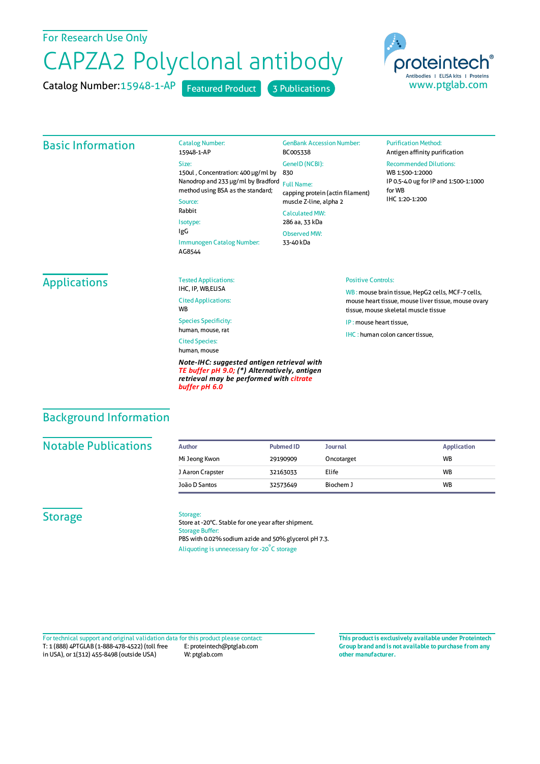For Research Use Only

# CAPZA2 Polyclonal antibody

Catalog Number: 15948-1-AP    Featured Product    3 Publications

proteintech®
Antibodies | ELISA kits | Proteins
www.ptglab.com

## Basic Information

Catalog Number:
15948-1-AP

Size:
150ul , Concentration: 400 μg/ml by Nanodrop and 233 μg/ml by Bradford method using BSA as the standard;

Source:
Rabbit

Isotype:
IgG

Immunogen Catalog Number:
AG8544

GenBank Accession Number:
BC005338

GeneID (NCBI):
830

Full Name:
capping protein (actin filament) muscle Z-line, alpha 2

Calculated MW:
286 aa, 33 kDa

Observed MW:
33-40 kDa

Purification Method:
Antigen affinity purification

Recommended Dilutions:
WB 1:500-1:2000
IP 0.5-4.0 ug for IP and 1:500-1:1000 for WB
IHC 1:20-1:200

## Applications

Tested Applications:
IHC, IP, WB,ELISA

Cited Applications:
WB

Species Specificity:
human, mouse, rat

Cited Species:
human, mouse

***Note-IHC: suggested antigen retrieval with TE buffer pH 9.0; (\*) Alternatively, antigen retrieval may be performed with citrate buffer pH 6.0***

Positive Controls:

WB : mouse brain tissue, HepG2 cells, MCF-7 cells, mouse heart tissue, mouse liver tissue, mouse ovary tissue, mouse skeletal muscle tissue

IP : mouse heart tissue,

IHC : human colon cancer tissue,

## Background Information

## Notable Publications

| Author | Pubmed ID | Journal | Application |
| --- | --- | --- | --- |
| Mi Jeong Kwon | 29190909 | Oncotarget | WB |
| J Aaron Crapster | 32163033 | Elife | WB |
| João D Santos | 32573649 | Biochem J | WB |

## Storage

Storage:
Store at -20°C. Stable for one year after shipment.

Storage Buffer:
PBS with 0.02% sodium azide and 50% glycerol pH 7.3.

Aliquoting is unnecessary for -20°C storage

For technical support and original validation data for this product please contact:
T: 1 (888) 4PTGLAB (1-888-478-4522) (toll free in USA), or 1(312) 455-8498 (outside USA)
E: proteintech@ptglab.com
W: ptglab.com

**This product is exclusively available under Proteintech Group brand and is not available to purchase from any other manufacturer.**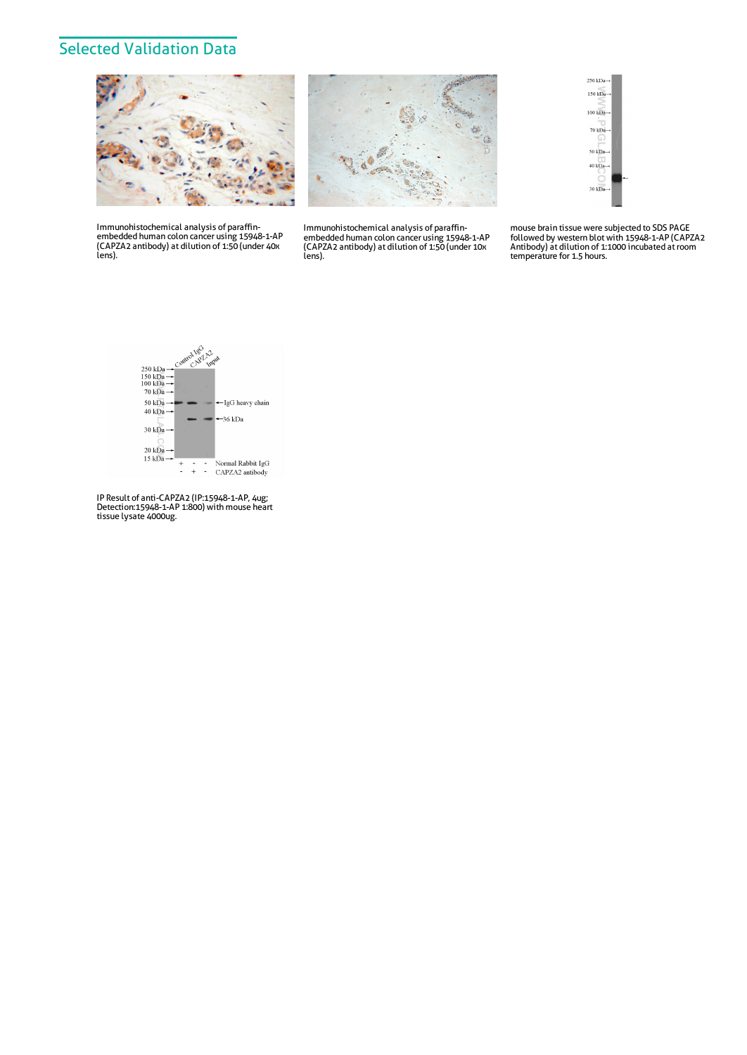## Selected Validation Data

Immunohistochemical analysis of paraffin-embedded human colon cancer using 15948-1-AP (CAPZA2 antibody) at dilution of 1:50 (under 40x lens).

Immunohistochemical analysis of paraffin-embedded human colon cancer using 15948-1-AP (CAPZA2 antibody) at dilution of 1:50 (under 10x lens).

250 kDa
150 kDa
100 kDa
70 kDa
50 kDa
40 kDa
30 kDa

mouse brain tissue were subjected to SDS PAGE followed by western blot with 15948-1-AP (CAPZA2 Antibody) at dilution of 1:1000 incubated at room temperature for 1.5 hours.

Control IgG
CAPZA2
Input
250 kDa
150 kDa
100 kDa
70 kDa
50 kDa
40 kDa
30 kDa
20 kDa
15 kDa
IgG heavy chain
36 kDa
+ - - Normal Rabbit IgG
- + - CAPZA2 antibody

IP Result of anti-CAPZA2 (IP:15948-1-AP, 4ug; Detection:15948-1-AP 1:800) with mouse heart tissue lysate 4000ug.